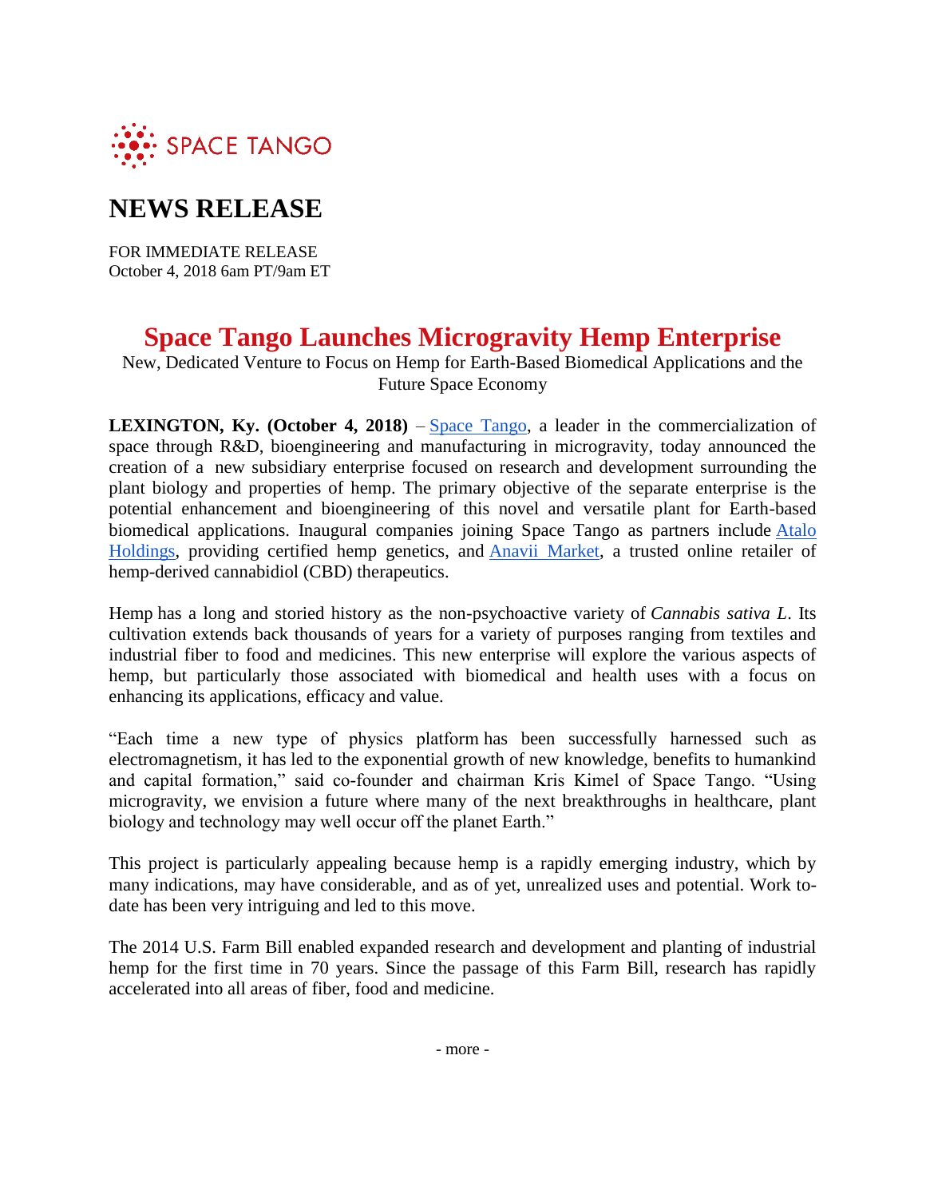SPACE TANGO

# NEWS RELEASE

FOR IMMEDIATE RELEASE
October 4, 2018 6am PT/9am ET

## Space Tango Launches Microgravity Hemp Enterprise

New, Dedicated Venture to Focus on Hemp for Earth-Based Biomedical Applications and the Future Space Economy

**LEXINGTON, Ky. (October 4, 2018)** – Space Tango, a leader in the commercialization of space through R&D, bioengineering and manufacturing in microgravity, today announced the creation of a new subsidiary enterprise focused on research and development surrounding the plant biology and properties of hemp. The primary objective of the separate enterprise is the potential enhancement and bioengineering of this novel and versatile plant for Earth-based biomedical applications. Inaugural companies joining Space Tango as partners include Atalo Holdings, providing certified hemp genetics, and Anavii Market, a trusted online retailer of hemp-derived cannabidiol (CBD) therapeutics.

Hemp has a long and storied history as the non-psychoactive variety of *Cannabis sativa L*. Its cultivation extends back thousands of years for a variety of purposes ranging from textiles and industrial fiber to food and medicines. This new enterprise will explore the various aspects of hemp, but particularly those associated with biomedical and health uses with a focus on enhancing its applications, efficacy and value.

"Each time a new type of physics platform has been successfully harnessed such as electromagnetism, it has led to the exponential growth of new knowledge, benefits to humankind and capital formation," said co-founder and chairman Kris Kimel of Space Tango. "Using microgravity, we envision a future where many of the next breakthroughs in healthcare, plant biology and technology may well occur off the planet Earth."

This project is particularly appealing because hemp is a rapidly emerging industry, which by many indications, may have considerable, and as of yet, unrealized uses and potential. Work to-date has been very intriguing and led to this move.

The 2014 U.S. Farm Bill enabled expanded research and development and planting of industrial hemp for the first time in 70 years. Since the passage of this Farm Bill, research has rapidly accelerated into all areas of fiber, food and medicine.

- more -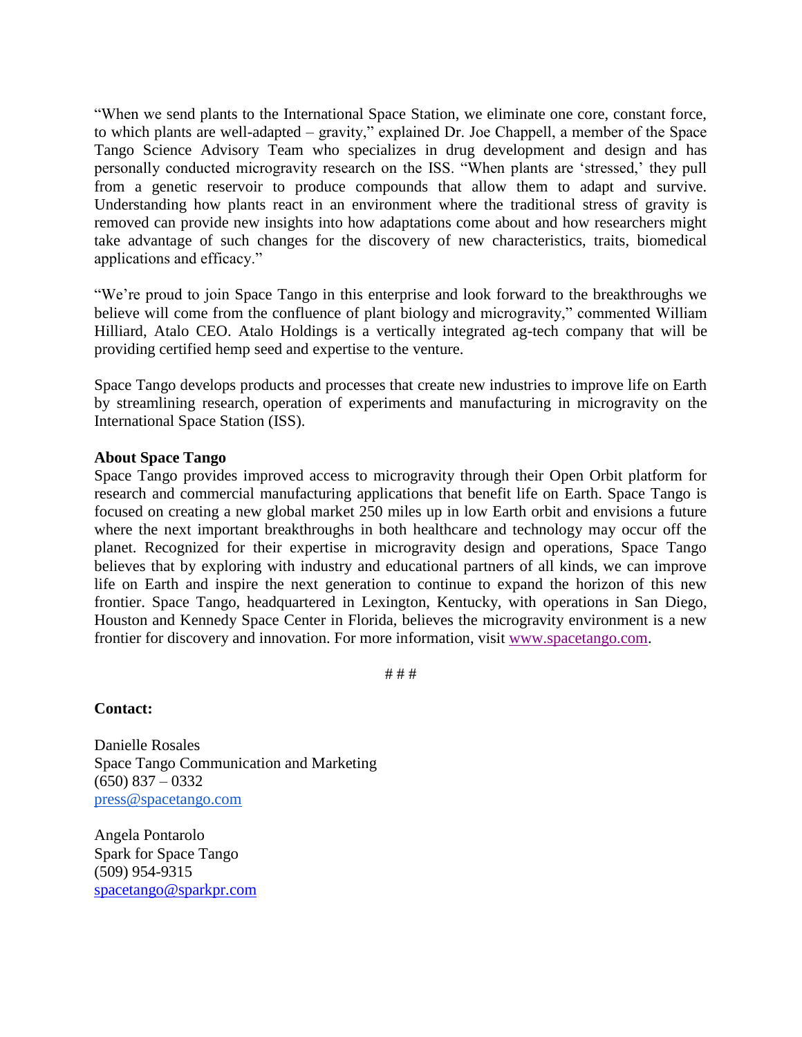"When we send plants to the International Space Station, we eliminate one core, constant force, to which plants are well-adapted – gravity," explained Dr. Joe Chappell, a member of the Space Tango Science Advisory Team who specializes in drug development and design and has personally conducted microgravity research on the ISS. "When plants are 'stressed,' they pull from a genetic reservoir to produce compounds that allow them to adapt and survive. Understanding how plants react in an environment where the traditional stress of gravity is removed can provide new insights into how adaptations come about and how researchers might take advantage of such changes for the discovery of new characteristics, traits, biomedical applications and efficacy."

"We're proud to join Space Tango in this enterprise and look forward to the breakthroughs we believe will come from the confluence of plant biology and microgravity," commented William Hilliard, Atalo CEO. Atalo Holdings is a vertically integrated ag-tech company that will be providing certified hemp seed and expertise to the venture.

Space Tango develops products and processes that create new industries to improve life on Earth by streamlining research, operation of experiments and manufacturing in microgravity on the International Space Station (ISS).

**About Space Tango**
Space Tango provides improved access to microgravity through their Open Orbit platform for research and commercial manufacturing applications that benefit life on Earth. Space Tango is focused on creating a new global market 250 miles up in low Earth orbit and envisions a future where the next important breakthroughs in both healthcare and technology may occur off the planet. Recognized for their expertise in microgravity design and operations, Space Tango believes that by exploring with industry and educational partners of all kinds, we can improve life on Earth and inspire the next generation to continue to expand the horizon of this new frontier. Space Tango, headquartered in Lexington, Kentucky, with operations in San Diego, Houston and Kennedy Space Center in Florida, believes the microgravity environment is a new frontier for discovery and innovation. For more information, visit www.spacetango.com.

# # #

**Contact:**

Danielle Rosales
Space Tango Communication and Marketing
(650) 837 – 0332
press@spacetango.com

Angela Pontarolo
Spark for Space Tango
(509) 954-9315
spacetango@sparkpr.com